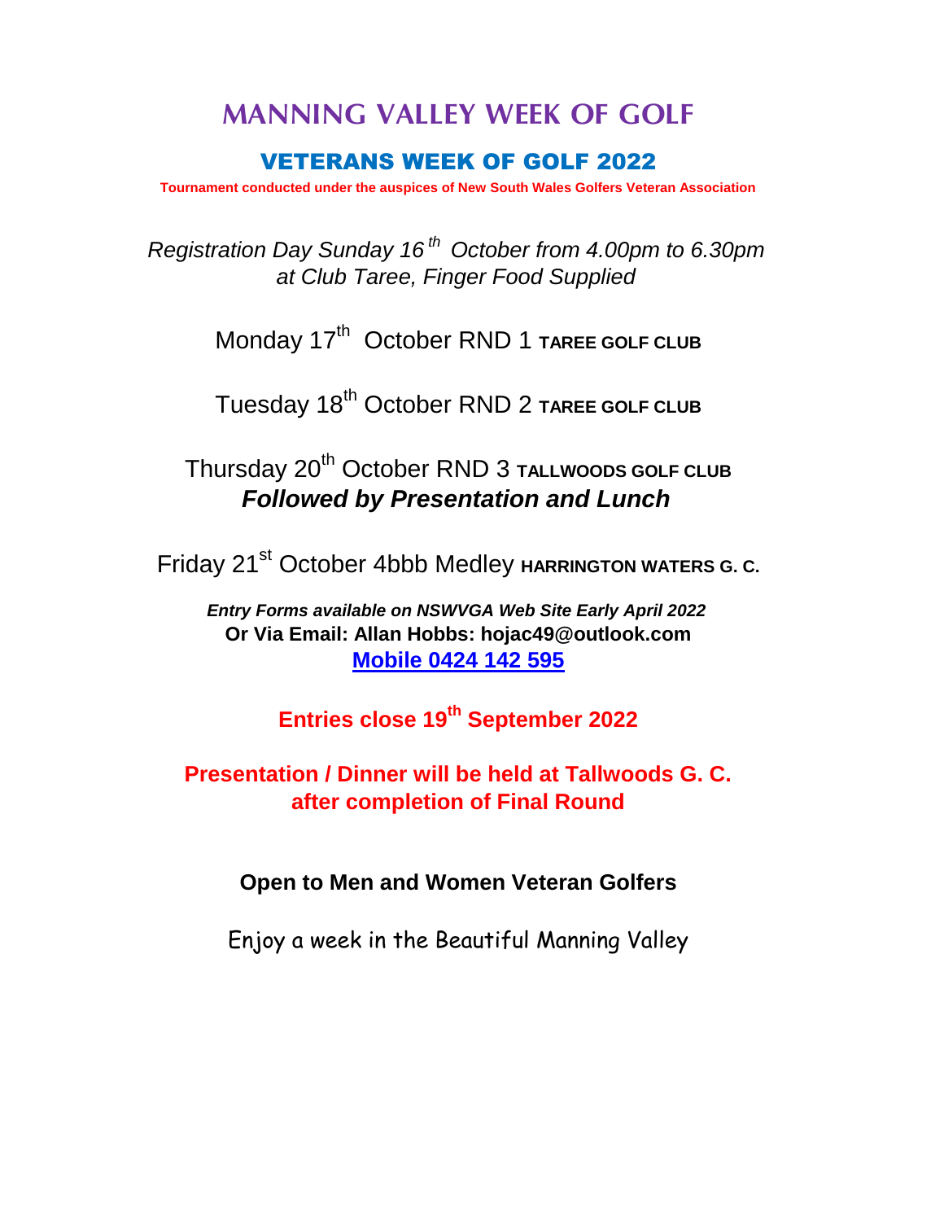# MANNING VALLEY WEEK OF GOLF

## VETERANS WEEK OF GOLF 2022

**Tournament conducted under the auspices of New South Wales Golfers Veteran Association**

*Registration Day Sunday 16th October from 4.00pm to 6.30pm at Club Taree, Finger Food Supplied*

Monday 17th October RND 1 **TAREE GOLF CLUB**

Tuesday 18th October RND 2 **TAREE GOLF CLUB**

Thursday 20th October RND 3 **TALLWOODS GOLF CLUB**
***Followed by Presentation and Lunch***

Friday 21st October 4bbb Medley **HARRINGTON WATERS G. C.**

***Entry Forms available on NSWVGA Web Site Early April 2022***
**Or Via Email: Allan Hobbs: hojac49@outlook.com**
**Mobile 0424 142 595**

**Entries close 19th September 2022**

**Presentation / Dinner will be held at Tallwoods G. C. after completion of Final Round**

**Open to Men and Women Veteran Golfers**

Enjoy a week in the Beautiful Manning Valley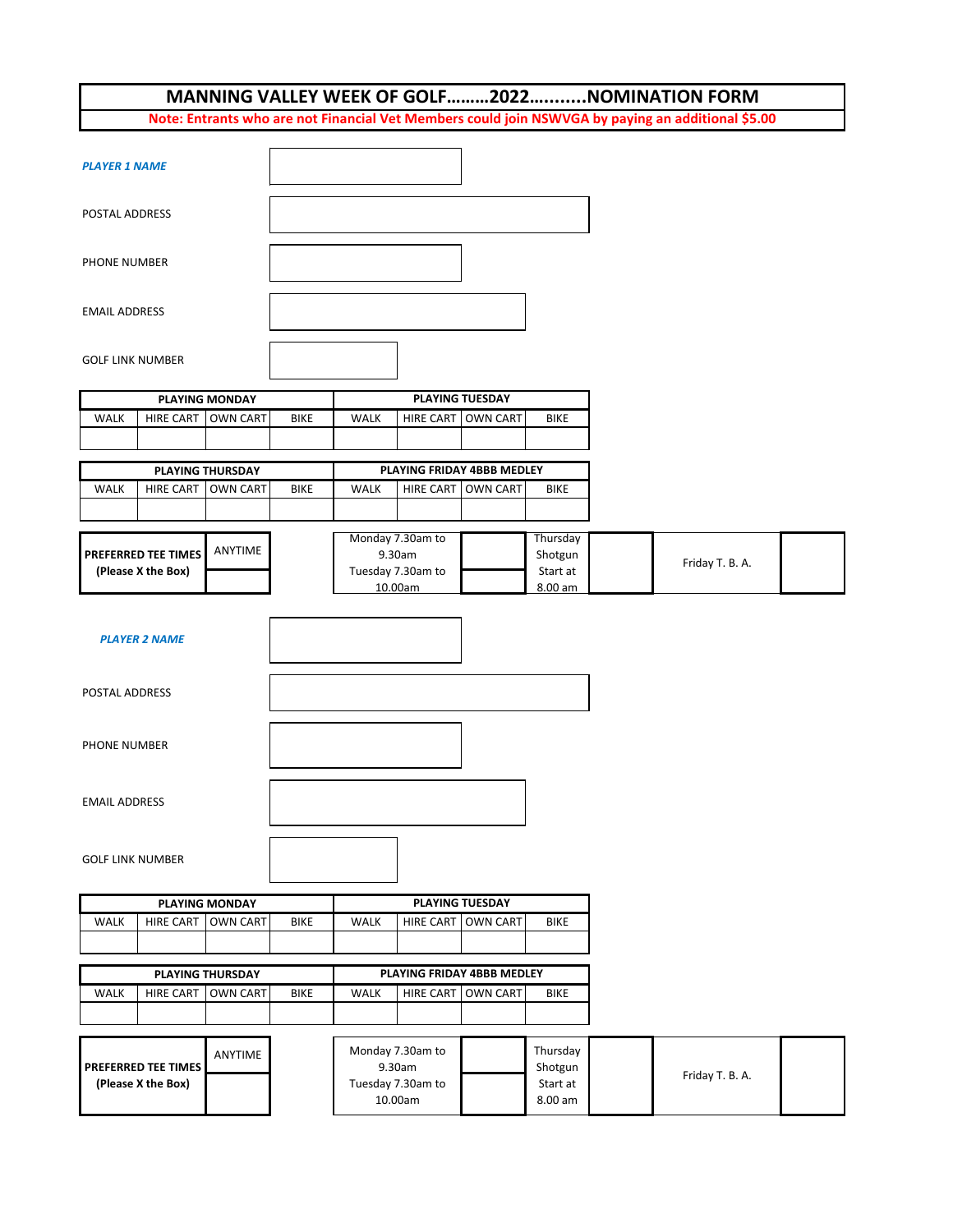# MANNING VALLEY WEEK OF GOLF.........2022..........NOMINATION FORM

**Note: Entrants who are not Financial Vet Members could join NSWVGA by paying an additional $5.00**

***PLAYER 1 NAME***

POSTAL ADDRESS

PHONE NUMBER

EMAIL ADDRESS

GOLF LINK NUMBER

| PLAYING MONDAY | | | | PLAYING TUESDAY | | | |
|---|---|---|---|---|---|---|---|
| WALK | HIRE CART | OWN CART | BIKE | WALK | HIRE CART | OWN CART | BIKE |
| | | | | | | | |

| PLAYING THURSDAY | | | | PLAYING FRIDAY 4BBB MEDLEY | | | |
|---|---|---|---|---|---|---|---|
| WALK | HIRE CART | OWN CART | BIKE | WALK | HIRE CART | OWN CART | BIKE |
| | | | | | | | |

| | | | | | | | |
|---|---|---|---|---|---|---|---|
| **PREFERRED TEE TIMES (Please X the Box)** | ANYTIME | Monday 7.30am to 9.30am | | Thursday Shotgun Start at 8.00 am | | Friday T. B. A. | |
| | | Tuesday 7.30am to 10.00am | | | | | |

***PLAYER 2 NAME***

POSTAL ADDRESS

PHONE NUMBER

EMAIL ADDRESS

GOLF LINK NUMBER

| PLAYING MONDAY | | | | PLAYING TUESDAY | | | |
|---|---|---|---|---|---|---|---|
| WALK | HIRE CART | OWN CART | BIKE | WALK | HIRE CART | OWN CART | BIKE |
| | | | | | | | |

| PLAYING THURSDAY | | | | PLAYING FRIDAY 4BBB MEDLEY | | | |
|---|---|---|---|---|---|---|---|
| WALK | HIRE CART | OWN CART | BIKE | WALK | HIRE CART | OWN CART | BIKE |
| | | | | | | | |

| | | | | | | | |
|---|---|---|---|---|---|---|---|
| **PREFERRED TEE TIMES (Please X the Box)** | ANYTIME | Monday 7.30am to 9.30am | | Thursday Shotgun Start at 8.00 am | | Friday T. B. A. | |
| | | Tuesday 7.30am to 10.00am | | | | | |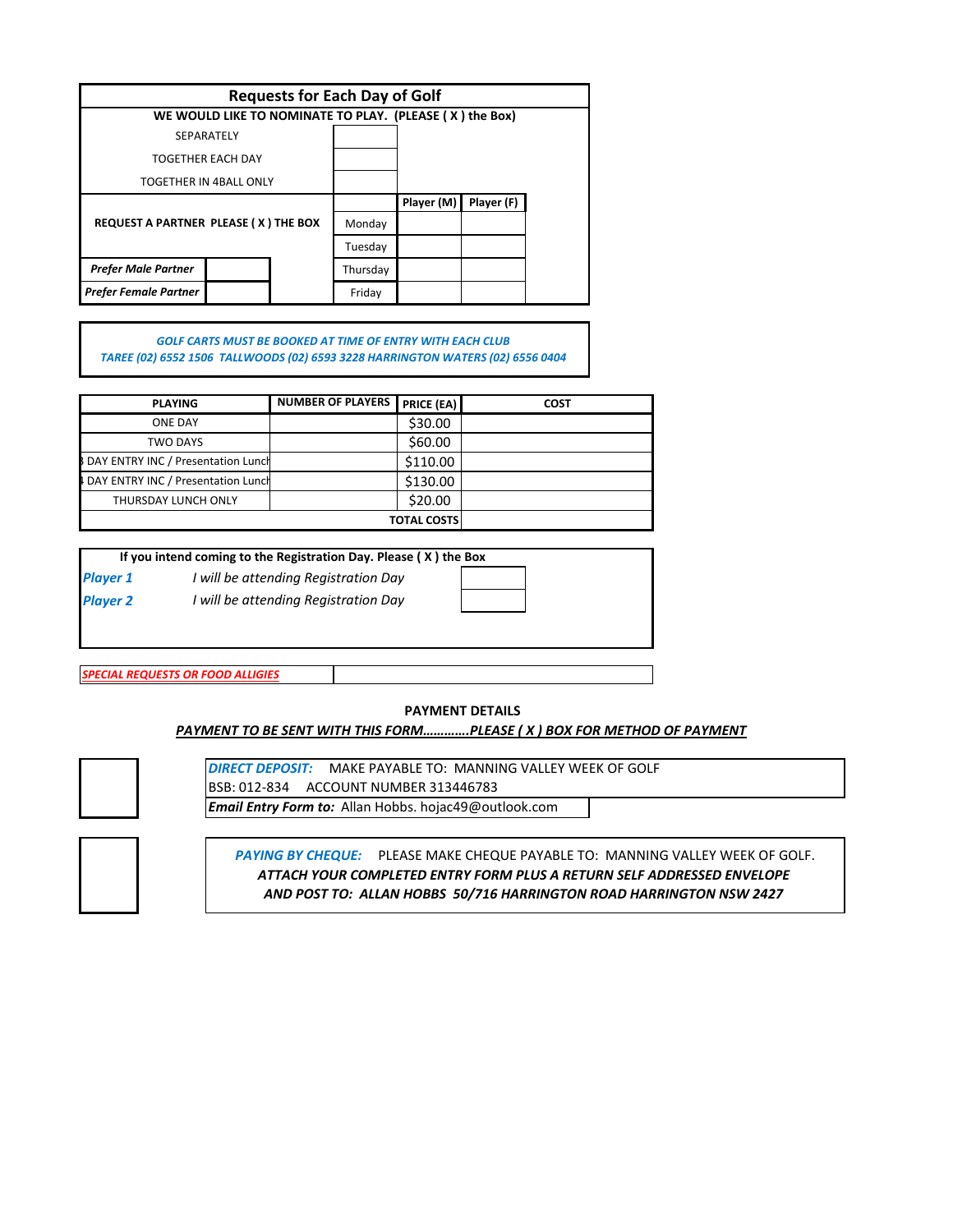## Requests for Each Day of Golf

**WE WOULD LIKE TO NOMINATE TO PLAY. (PLEASE ( X ) the Box)**

| | |
|---|---|
| SEPARATELY | |
| TOGETHER EACH DAY | |
| TOGETHER IN 4BALL ONLY | |

**REQUEST A PARTNER PLEASE ( X ) THE BOX**

| | | | | |
|---|---|---|---|---|
| | | | **Player (M)** | **Player (F)** |
| | | Monday | | |
| | | Tuesday | | |
| ***Prefer Male Partner*** | | Thursday | | |
| ***Prefer Female Partner*** | | Friday | | |

***GOLF CARTS MUST BE BOOKED AT TIME OF ENTRY WITH EACH CLUB***
***TAREE (02) 6552 1506 TALLWOODS (02) 6593 3228 HARRINGTON WATERS (02) 6556 0404***

| PLAYING | NUMBER OF PLAYERS | PRICE (EA) | COST |
|---|---|---|---|
| ONE DAY | | $30.00 | |
| TWO DAYS | | $60.00 | |
| 3 DAY ENTRY INC / Presentation Lunch | | $110.00 | |
| 4 DAY ENTRY INC / Presentation Lunch | | $130.00 | |
| THURSDAY LUNCH ONLY | | $20.00 | |
| | | **TOTAL COSTS** | |

**If you intend coming to the Registration Day. Please ( X ) the Box**

| | | |
|---|---|---|
| ***Player 1*** | *I will be attending Registration Day* | |
| ***Player 2*** | *I will be attending Registration Day* | |

***SPECIAL REQUESTS OR FOOD ALLIGIES***

**PAYMENT DETAILS**

***PAYMENT TO BE SENT WITH THIS FORM…………PLEASE ( X ) BOX FOR METHOD OF PAYMENT***

☐ ***DIRECT DEPOSIT:*** MAKE PAYABLE TO: MANNING VALLEY WEEK OF GOLF
BSB: 012-834 ACCOUNT NUMBER 313446783
***Email Entry Form to:*** Allan Hobbs. hojac49@outlook.com

☐ ***PAYING BY CHEQUE:*** PLEASE MAKE CHEQUE PAYABLE TO: MANNING VALLEY WEEK OF GOLF.
***ATTACH YOUR COMPLETED ENTRY FORM PLUS A RETURN SELF ADDRESSED ENVELOPE***
***AND POST TO: ALLAN HOBBS 50/716 HARRINGTON ROAD HARRINGTON NSW 2427***